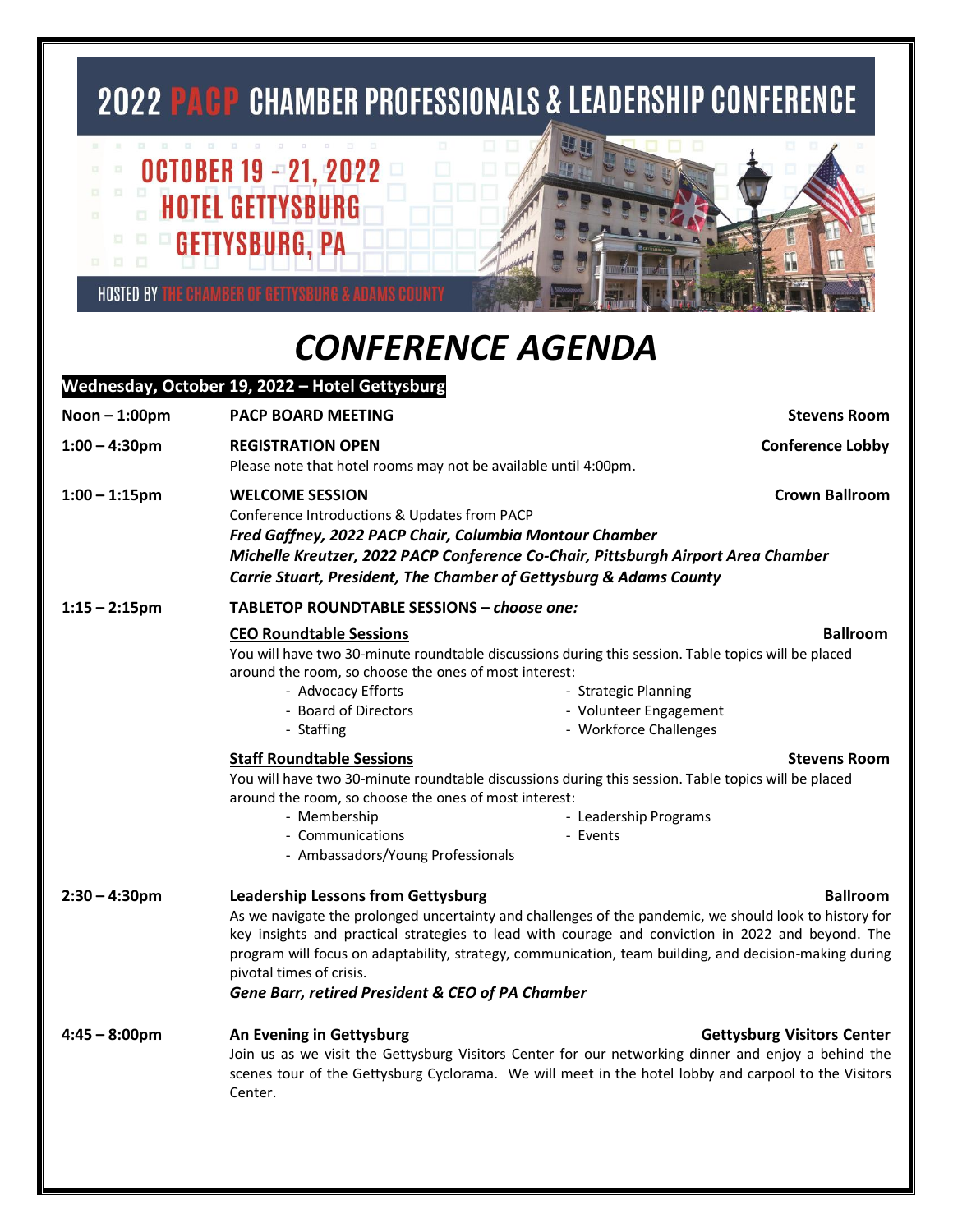# 2022 PACP CHAMBER PROFESSIONALS & LEADERSHIP CONFERENCE

**OCTOBER 19 - 21, 2022**
**HOTEL GETTYSBURG**
**GETTYSBURG, PA**

HOSTED BY THE CHAMBER OF GETTYSBURG & ADAMS COUNTY

# *CONFERENCE AGENDA*

## Wednesday, October 19, 2022 – Hotel Gettysburg

**Noon – 1:00pm** — **PACP BOARD MEETING** — **Stevens Room**

**1:00 – 4:30pm** — **REGISTRATION OPEN** — **Conference Lobby**
Please note that hotel rooms may not be available until 4:00pm.

**1:00 – 1:15pm** — **WELCOME SESSION** — **Crown Ballroom**
Conference Introductions & Updates from PACP
***Fred Gaffney, 2022 PACP Chair, Columbia Montour Chamber***
***Michelle Kreutzer, 2022 PACP Conference Co-Chair, Pittsburgh Airport Area Chamber***
***Carrie Stuart, President, The Chamber of Gettysburg & Adams County***

**1:15 – 2:15pm** — **TABLETOP ROUNDTABLE SESSIONS – *choose one:***

**<u>CEO Roundtable Sessions</u>** — **Ballroom**
You will have two 30-minute roundtable discussions during this session. Table topics will be placed around the room, so choose the ones of most interest:
- Advocacy Efforts
- Board of Directors
- Staffing
- Strategic Planning
- Volunteer Engagement
- Workforce Challenges

**<u>Staff Roundtable Sessions</u>** — **Stevens Room**
You will have two 30-minute roundtable discussions during this session. Table topics will be placed around the room, so choose the ones of most interest:
- Membership
- Communications
- Ambassadors/Young Professionals
- Leadership Programs
- Events

**2:30 – 4:30pm** — **Leadership Lessons from Gettysburg** — **Ballroom**
As we navigate the prolonged uncertainty and challenges of the pandemic, we should look to history for key insights and practical strategies to lead with courage and conviction in 2022 and beyond. The program will focus on adaptability, strategy, communication, team building, and decision-making during pivotal times of crisis.
***Gene Barr, retired President & CEO of PA Chamber***

**4:45 – 8:00pm** — **An Evening in Gettysburg** — **Gettysburg Visitors Center**
Join us as we visit the Gettysburg Visitors Center for our networking dinner and enjoy a behind the scenes tour of the Gettysburg Cyclorama. We will meet in the hotel lobby and carpool to the Visitors Center.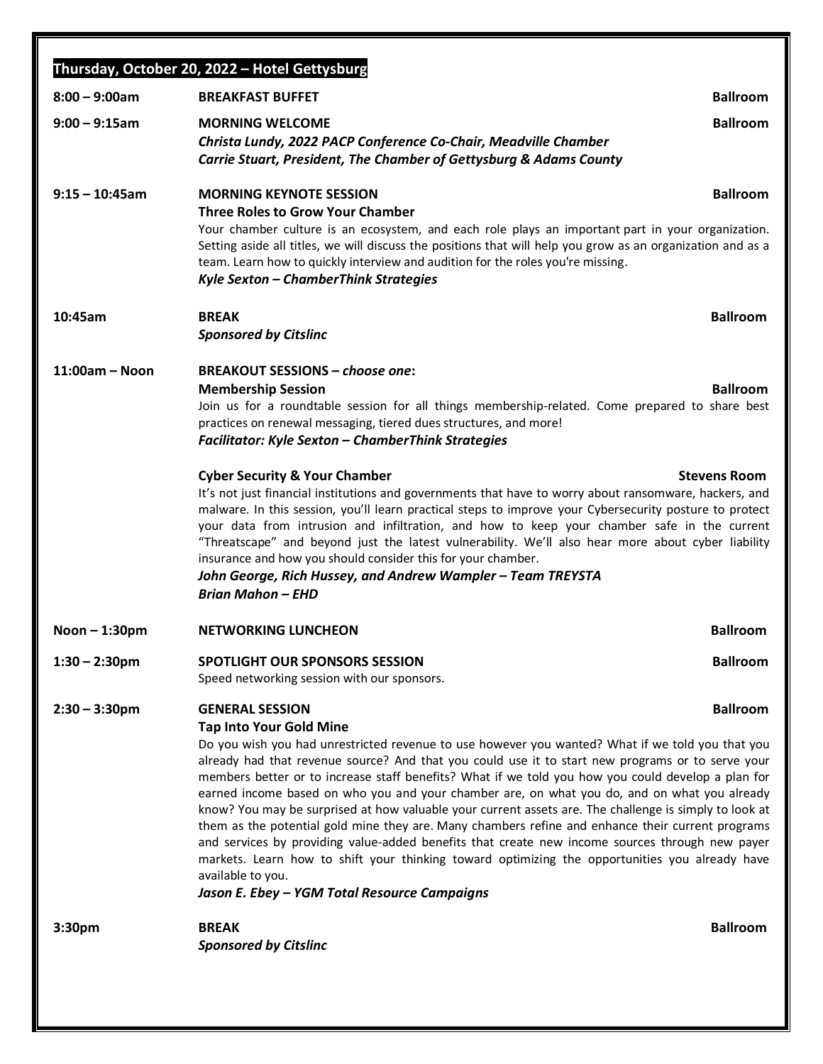## Thursday, October 20, 2022 – Hotel Gettysburg

**8:00 – 9:00am** — **BREAKFAST BUFFET** — **Ballroom**

**9:00 – 9:15am** — **MORNING WELCOME** — **Ballroom**
***Christa Lundy, 2022 PACP Conference Co-Chair, Meadville Chamber***
***Carrie Stuart, President, The Chamber of Gettysburg & Adams County***

**9:15 – 10:45am** — **MORNING KEYNOTE SESSION** — **Ballroom**
**Three Roles to Grow Your Chamber**
Your chamber culture is an ecosystem, and each role plays an important part in your organization. Setting aside all titles, we will discuss the positions that will help you grow as an organization and as a team. Learn how to quickly interview and audition for the roles you're missing.
***Kyle Sexton – ChamberThink Strategies***

**10:45am** — **BREAK** — **Ballroom**
***Sponsored by Citslinc***

**11:00am – Noon** — **BREAKOUT SESSIONS –** ***choose one*****:**

**Membership Session** — **Ballroom**
Join us for a roundtable session for all things membership-related. Come prepared to share best practices on renewal messaging, tiered dues structures, and more!
***Facilitator: Kyle Sexton – ChamberThink Strategies***

**Cyber Security & Your Chamber** — **Stevens Room**
It's not just financial institutions and governments that have to worry about ransomware, hackers, and malware. In this session, you'll learn practical steps to improve your Cybersecurity posture to protect your data from intrusion and infiltration, and how to keep your chamber safe in the current "Threatscape" and beyond just the latest vulnerability. We'll also hear more about cyber liability insurance and how you should consider this for your chamber.
***John George, Rich Hussey, and Andrew Wampler – Team TREYSTA***
***Brian Mahon – EHD***

**Noon – 1:30pm** — **NETWORKING LUNCHEON** — **Ballroom**

**1:30 – 2:30pm** — **SPOTLIGHT OUR SPONSORS SESSION** — **Ballroom**
Speed networking session with our sponsors.

**2:30 – 3:30pm** — **GENERAL SESSION** — **Ballroom**
**Tap Into Your Gold Mine**
Do you wish you had unrestricted revenue to use however you wanted? What if we told you that you already had that revenue source? And that you could use it to start new programs or to serve your members better or to increase staff benefits? What if we told you how you could develop a plan for earned income based on who you and your chamber are, on what you do, and on what you already know? You may be surprised at how valuable your current assets are. The challenge is simply to look at them as the potential gold mine they are. Many chambers refine and enhance their current programs and services by providing value-added benefits that create new income sources through new payer markets. Learn how to shift your thinking toward optimizing the opportunities you already have available to you.
***Jason E. Ebey – YGM Total Resource Campaigns***

**3:30pm** — **BREAK** — **Ballroom**
***Sponsored by Citslinc***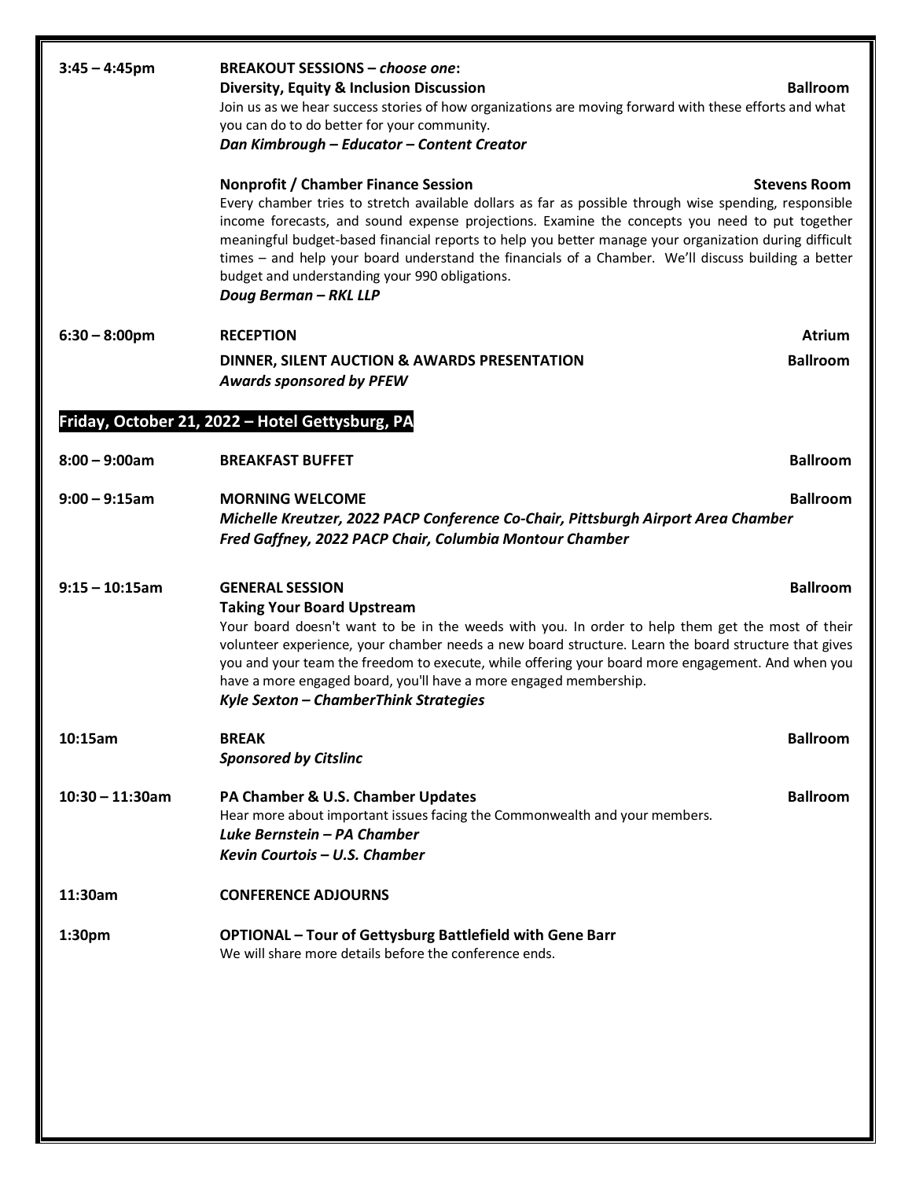**3:45 – 4:45pm** **BREAKOUT SESSIONS –** ***choose one*****:**

**Diversity, Equity & Inclusion Discussion** — **Ballroom**

Join us as we hear success stories of how organizations are moving forward with these efforts and what you can do to do better for your community.

***Dan Kimbrough – Educator – Content Creator***

**Nonprofit / Chamber Finance Session** — **Stevens Room**

Every chamber tries to stretch available dollars as far as possible through wise spending, responsible income forecasts, and sound expense projections. Examine the concepts you need to put together meaningful budget-based financial reports to help you better manage your organization during difficult times – and help your board understand the financials of a Chamber. We'll discuss building a better budget and understanding your 990 obligations.

***Doug Berman – RKL LLP***

**6:30 – 8:00pm** **RECEPTION** — **Atrium**

**DINNER, SILENT AUCTION & AWARDS PRESENTATION** — **Ballroom**

***Awards sponsored by PFEW***

## Friday, October 21, 2022 – Hotel Gettysburg, PA

**8:00 – 9:00am** **BREAKFAST BUFFET** — **Ballroom**

**9:00 – 9:15am** **MORNING WELCOME** — **Ballroom**

***Michelle Kreutzer, 2022 PACP Conference Co-Chair, Pittsburgh Airport Area Chamber***

***Fred Gaffney, 2022 PACP Chair, Columbia Montour Chamber***

**9:15 – 10:15am** **GENERAL SESSION** — **Ballroom**

**Taking Your Board Upstream**

Your board doesn't want to be in the weeds with you. In order to help them get the most of their volunteer experience, your chamber needs a new board structure. Learn the board structure that gives you and your team the freedom to execute, while offering your board more engagement. And when you have a more engaged board, you'll have a more engaged membership.

***Kyle Sexton – ChamberThink Strategies***

**10:15am** **BREAK** — **Ballroom**

***Sponsored by Citslinc***

**10:30 – 11:30am** **PA Chamber & U.S. Chamber Updates** — **Ballroom**

Hear more about important issues facing the Commonwealth and your members.

***Luke Bernstein – PA Chamber***

***Kevin Courtois – U.S. Chamber***

**11:30am** **CONFERENCE ADJOURNS**

**1:30pm** **OPTIONAL – Tour of Gettysburg Battlefield with Gene Barr**

We will share more details before the conference ends.